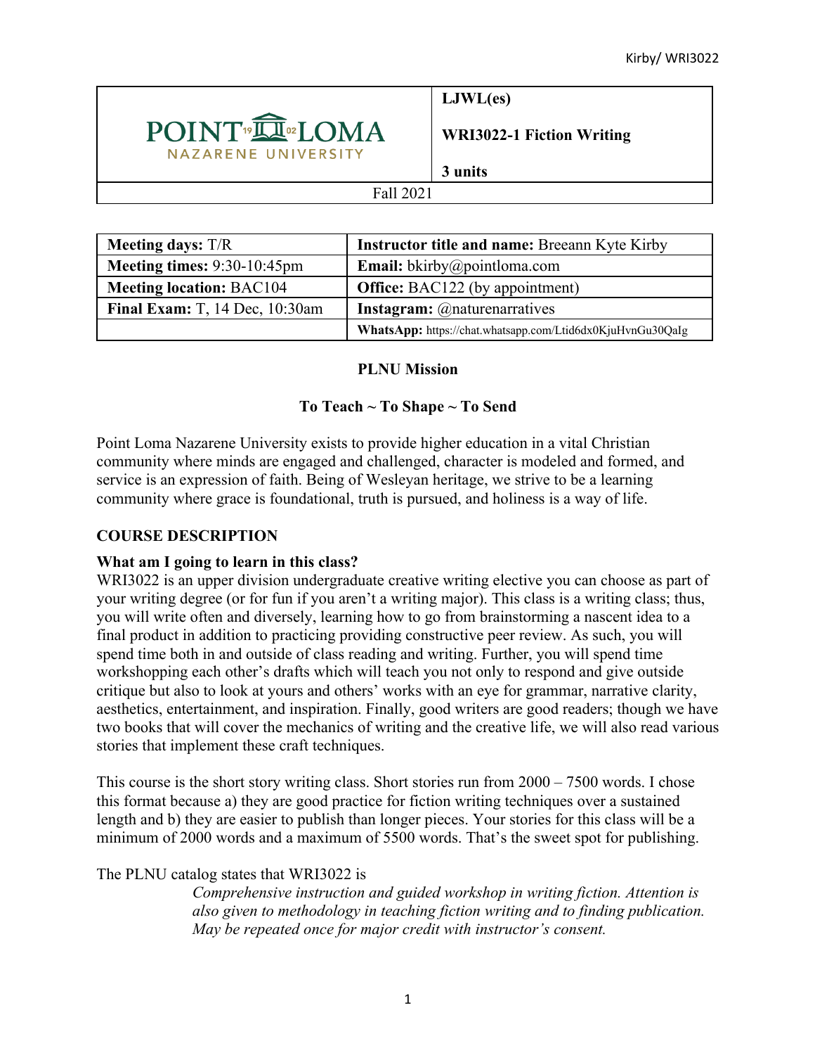| POINT LOMA NAZARENE UNIVERSITY | **LJWL(es)**<br><br>**WRI3022-1 Fiction Writing**<br><br>**3 units** |
|---|---|
| Fall 2021 | |

| **Meeting days:** T/R | **Instructor title and name:** Breeann Kyte Kirby |
|---|---|
| **Meeting times:** 9:30-10:45pm | **Email:** bkirby@pointloma.com |
| **Meeting location:** BAC104 | **Office:** BAC122 (by appointment) |
| **Final Exam:** T, 14 Dec, 10:30am | **Instagram:** @naturenarratives |
| | **WhatsApp:** https://chat.whatsapp.com/Ltid6dx0KjuHvnGu30QaIg |

**PLNU Mission**

**To Teach ~ To Shape ~ To Send**

Point Loma Nazarene University exists to provide higher education in a vital Christian community where minds are engaged and challenged, character is modeled and formed, and service is an expression of faith. Being of Wesleyan heritage, we strive to be a learning community where grace is foundational, truth is pursued, and holiness is a way of life.

## COURSE DESCRIPTION

### What am I going to learn in this class?

WRI3022 is an upper division undergraduate creative writing elective you can choose as part of your writing degree (or for fun if you aren't a writing major). This class is a writing class; thus, you will write often and diversely, learning how to go from brainstorming a nascent idea to a final product in addition to practicing providing constructive peer review. As such, you will spend time both in and outside of class reading and writing. Further, you will spend time workshopping each other's drafts which will teach you not only to respond and give outside critique but also to look at yours and others' works with an eye for grammar, narrative clarity, aesthetics, entertainment, and inspiration. Finally, good writers are good readers; though we have two books that will cover the mechanics of writing and the creative life, we will also read various stories that implement these craft techniques.

This course is the short story writing class. Short stories run from 2000 – 7500 words. I chose this format because a) they are good practice for fiction writing techniques over a sustained length and b) they are easier to publish than longer pieces. Your stories for this class will be a minimum of 2000 words and a maximum of 5500 words. That's the sweet spot for publishing.

The PLNU catalog states that WRI3022 is

> *Comprehensive instruction and guided workshop in writing fiction. Attention is also given to methodology in teaching fiction writing and to finding publication. May be repeated once for major credit with instructor's consent.*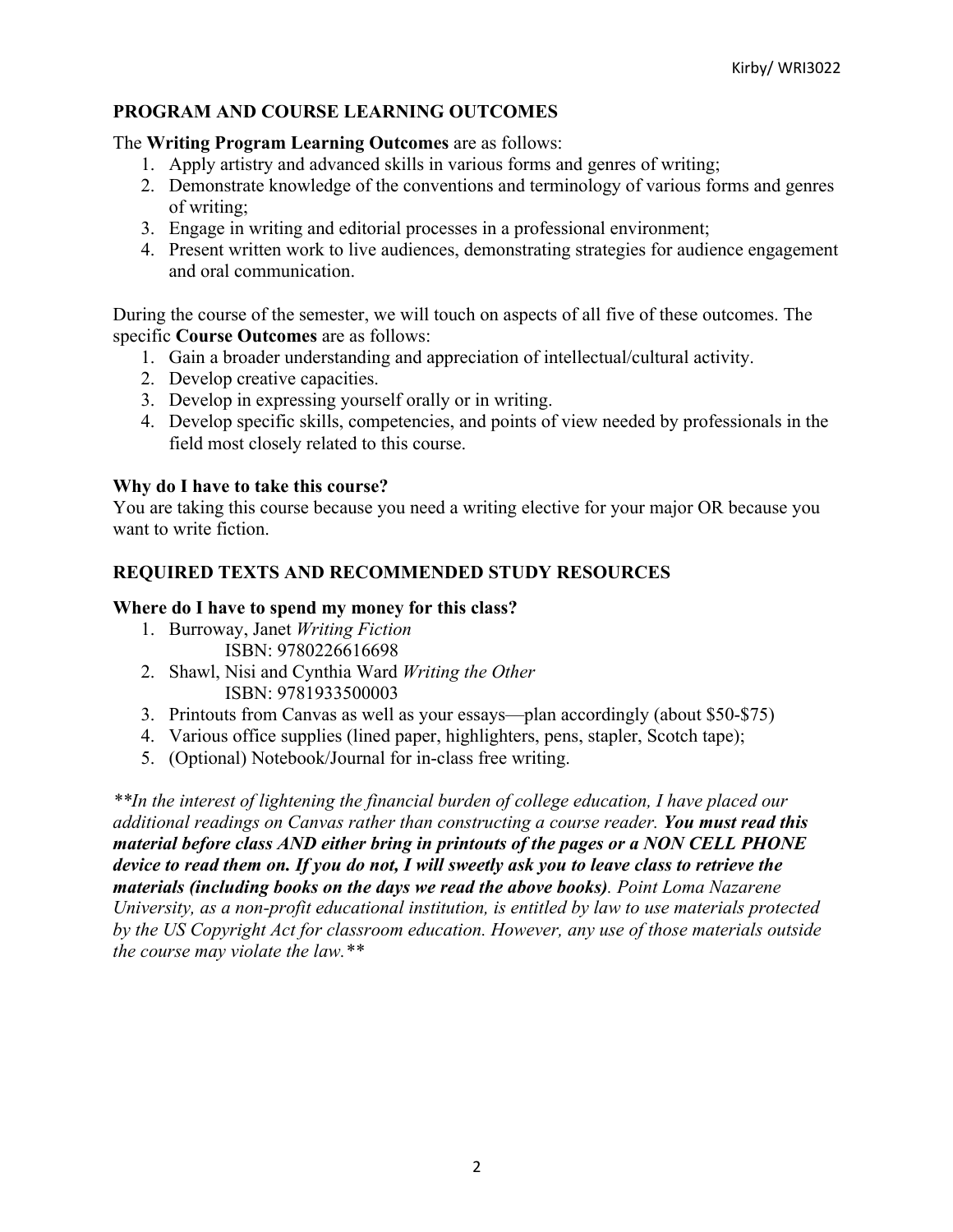## PROGRAM AND COURSE LEARNING OUTCOMES

The **Writing Program Learning Outcomes** are as follows:

1. Apply artistry and advanced skills in various forms and genres of writing;
2. Demonstrate knowledge of the conventions and terminology of various forms and genres of writing;
3. Engage in writing and editorial processes in a professional environment;
4. Present written work to live audiences, demonstrating strategies for audience engagement and oral communication.

During the course of the semester, we will touch on aspects of all five of these outcomes. The specific **Course Outcomes** are as follows:

1. Gain a broader understanding and appreciation of intellectual/cultural activity.
2. Develop creative capacities.
3. Develop in expressing yourself orally or in writing.
4. Develop specific skills, competencies, and points of view needed by professionals in the field most closely related to this course.

### Why do I have to take this course?

You are taking this course because you need a writing elective for your major OR because you want to write fiction.

## REQUIRED TEXTS AND RECOMMENDED STUDY RESOURCES

### Where do I have to spend my money for this class?

1. Burroway, Janet *Writing Fiction*
   ISBN: 9780226616698
2. Shawl, Nisi and Cynthia Ward *Writing the Other*
   ISBN: 9781933500003
3. Printouts from Canvas as well as your essays—plan accordingly (about $50-$75)
4. Various office supplies (lined paper, highlighters, pens, stapler, Scotch tape);
5. (Optional) Notebook/Journal for in-class free writing.

*\*\*In the interest of lightening the financial burden of college education, I have placed our additional readings on Canvas rather than constructing a course reader.* ***You must read this material before class AND either bring in printouts of the pages or a NON CELL PHONE device to read them on. If you do not, I will sweetly ask you to leave class to retrieve the materials (including books on the days we read the above books).*** *Point Loma Nazarene University, as a non-profit educational institution, is entitled by law to use materials protected by the US Copyright Act for classroom education. However, any use of those materials outside the course may violate the law.\*\**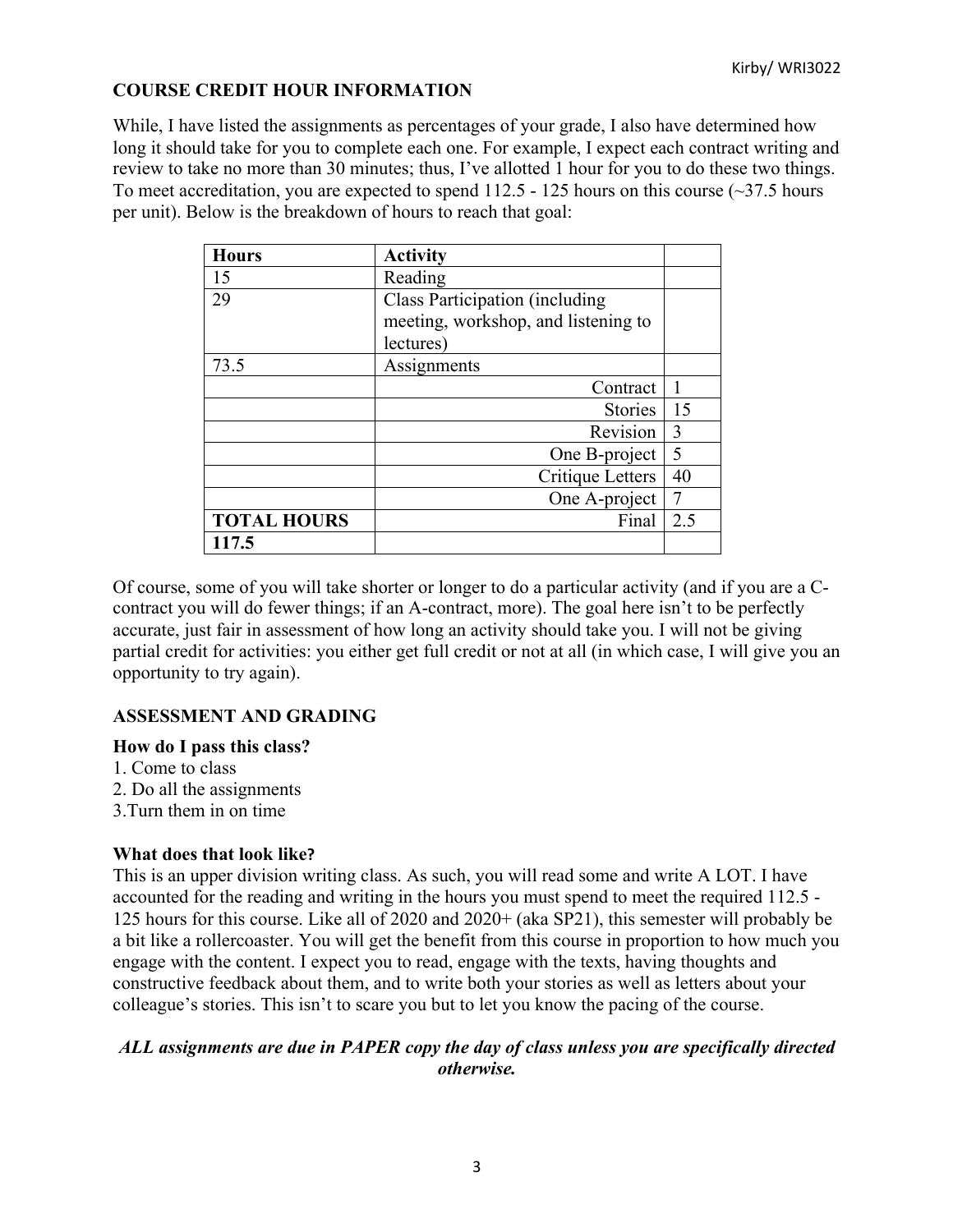## COURSE CREDIT HOUR INFORMATION

While, I have listed the assignments as percentages of your grade, I also have determined how long it should take for you to complete each one. For example, I expect each contract writing and review to take no more than 30 minutes; thus, I've allotted 1 hour for you to do these two things. To meet accreditation, you are expected to spend 112.5 - 125 hours on this course (~37.5 hours per unit). Below is the breakdown of hours to reach that goal:

| **Hours** | **Activity** | |
|---|---|---|
| 15 | Reading | |
| 29 | Class Participation (including meeting, workshop, and listening to lectures) | |
| 73.5 | Assignments | |
| | Contract | 1 |
| | Stories | 15 |
| | Revision | 3 |
| | One B-project | 5 |
| | Critique Letters | 40 |
| | One A-project | 7 |
| **TOTAL HOURS** | Final | 2.5 |
| **117.5** | | |

Of course, some of you will take shorter or longer to do a particular activity (and if you are a C-contract you will do fewer things; if an A-contract, more). The goal here isn't to be perfectly accurate, just fair in assessment of how long an activity should take you. I will not be giving partial credit for activities: you either get full credit or not at all (in which case, I will give you an opportunity to try again).

## ASSESSMENT AND GRADING

### How do I pass this class?

1. Come to class
2. Do all the assignments
3. Turn them in on time

### What does that look like?

This is an upper division writing class. As such, you will read some and write A LOT. I have accounted for the reading and writing in the hours you must spend to meet the required 112.5 - 125 hours for this course. Like all of 2020 and 2020+ (aka SP21), this semester will probably be a bit like a rollercoaster. You will get the benefit from this course in proportion to how much you engage with the content. I expect you to read, engage with the texts, having thoughts and constructive feedback about them, and to write both your stories as well as letters about your colleague's stories. This isn't to scare you but to let you know the pacing of the course.

***ALL assignments are due in PAPER copy the day of class unless you are specifically directed otherwise.***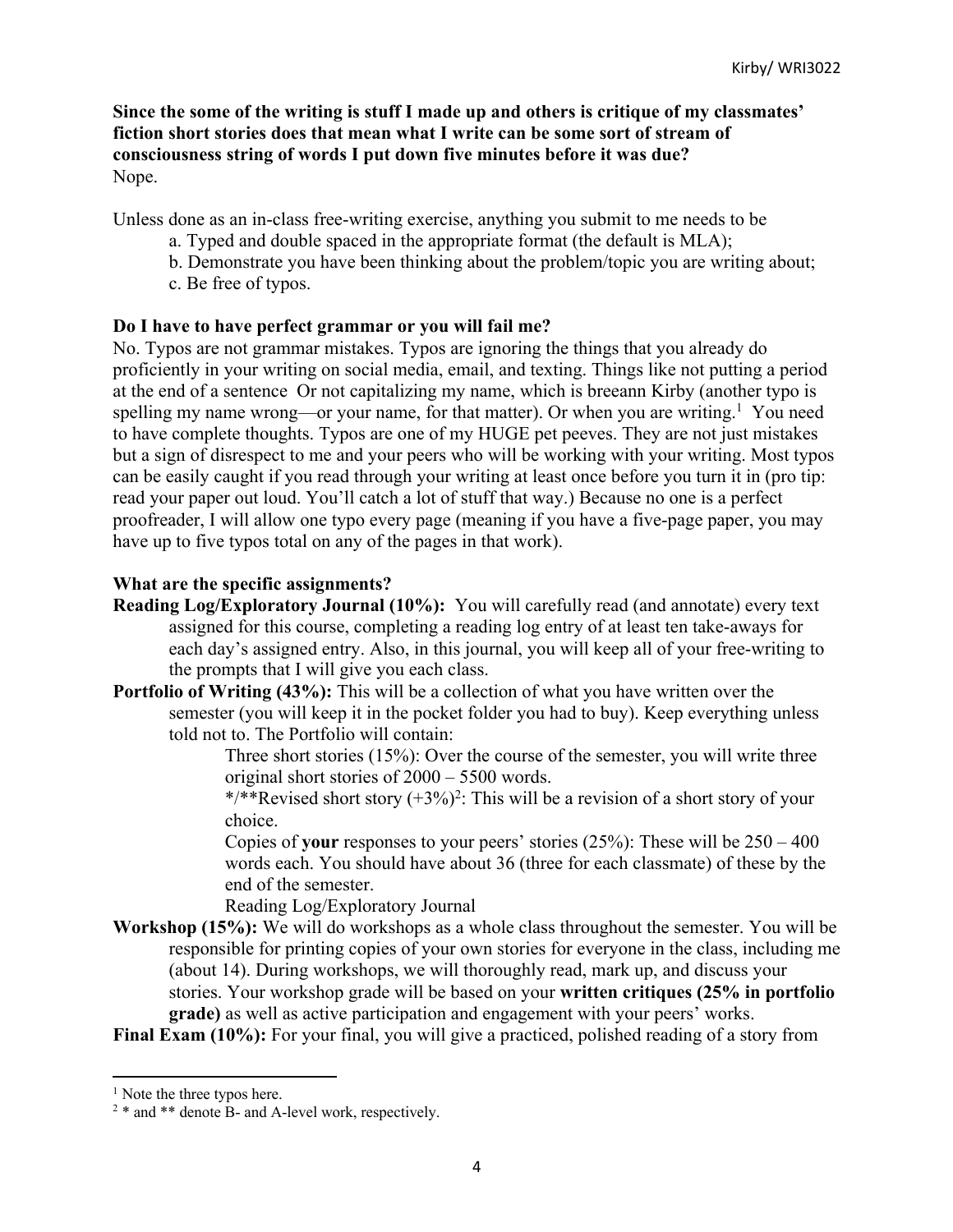**Since the some of the writing is stuff I made up and others is critique of my classmates' fiction short stories does that mean what I write can be some sort of stream of consciousness string of words I put down five minutes before it was due?**
Nope.

Unless done as an in-class free-writing exercise, anything you submit to me needs to be

a. Typed and double spaced in the appropriate format (the default is MLA);
b. Demonstrate you have been thinking about the problem/topic you are writing about;
c. Be free of typos.

**Do I have to have perfect grammar or you will fail me?**
No. Typos are not grammar mistakes. Typos are ignoring the things that you already do proficiently in your writing on social media, email, and texting. Things like not putting a period at the end of a sentence  Or not capitalizing my name, which is breeann Kirby (another typo is spelling my name wrong—or your name, for that matter). Or when you are writing.[1]  You need to have complete thoughts. Typos are one of my HUGE pet peeves. They are not just mistakes but a sign of disrespect to me and your peers who will be working with your writing. Most typos can be easily caught if you read through your writing at least once before you turn it in (pro tip: read your paper out loud. You'll catch a lot of stuff that way.) Because no one is a perfect proofreader, I will allow one typo every page (meaning if you have a five-page paper, you may have up to five typos total on any of the pages in that work).

**What are the specific assignments?**

**Reading Log/Exploratory Journal (10%):** You will carefully read (and annotate) every text assigned for this course, completing a reading log entry of at least ten take-aways for each day's assigned entry. Also, in this journal, you will keep all of your free-writing to the prompts that I will give you each class.

**Portfolio of Writing (43%):** This will be a collection of what you have written over the semester (you will keep it in the pocket folder you had to buy). Keep everything unless told not to. The Portfolio will contain:

Three short stories (15%): Over the course of the semester, you will write three original short stories of 2000 – 5500 words.

*/**Revised short story (+3%)[2]: This will be a revision of a short story of your choice.

Copies of **your** responses to your peers' stories (25%): These will be 250 – 400 words each. You should have about 36 (three for each classmate) of these by the end of the semester.

Reading Log/Exploratory Journal

**Workshop (15%):** We will do workshops as a whole class throughout the semester. You will be responsible for printing copies of your own stories for everyone in the class, including me (about 14). During workshops, we will thoroughly read, mark up, and discuss your stories. Your workshop grade will be based on your **written critiques (25% in portfolio grade)** as well as active participation and engagement with your peers' works.

**Final Exam (10%):** For your final, you will give a practiced, polished reading of a story from

---

[1] Note the three typos here.

[2] * and ** denote B- and A-level work, respectively.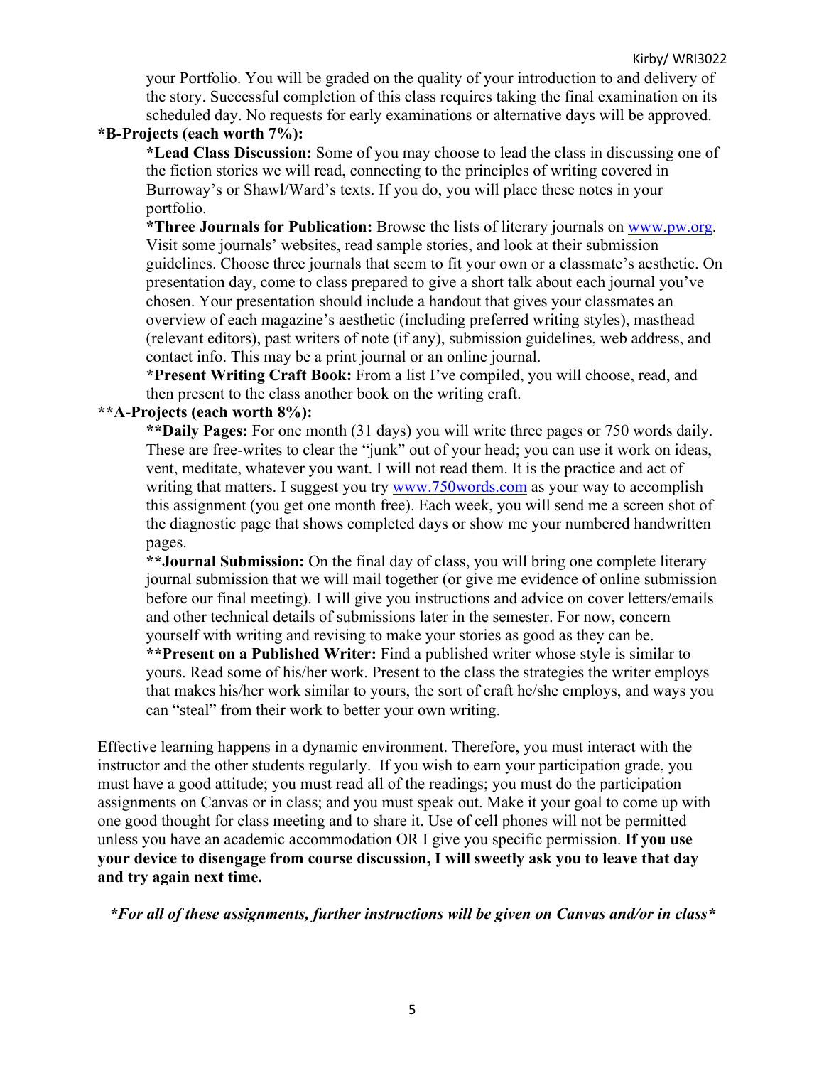your Portfolio. You will be graded on the quality of your introduction to and delivery of the story. Successful completion of this class requires taking the final examination on its scheduled day. No requests for early examinations or alternative days will be approved.

**\*B-Projects (each worth 7%):**

**\*Lead Class Discussion:** Some of you may choose to lead the class in discussing one of the fiction stories we will read, connecting to the principles of writing covered in Burroway's or Shawl/Ward's texts. If you do, you will place these notes in your portfolio.

**\*Three Journals for Publication:** Browse the lists of literary journals on [www.pw.org](http://www.pw.org). Visit some journals' websites, read sample stories, and look at their submission guidelines. Choose three journals that seem to fit your own or a classmate's aesthetic. On presentation day, come to class prepared to give a short talk about each journal you've chosen. Your presentation should include a handout that gives your classmates an overview of each magazine's aesthetic (including preferred writing styles), masthead (relevant editors), past writers of note (if any), submission guidelines, web address, and contact info. This may be a print journal or an online journal.

**\*Present Writing Craft Book:** From a list I've compiled, you will choose, read, and then present to the class another book on the writing craft.

**\*\*A-Projects (each worth 8%):**

**\*\*Daily Pages:** For one month (31 days) you will write three pages or 750 words daily. These are free-writes to clear the "junk" out of your head; you can use it work on ideas, vent, meditate, whatever you want. I will not read them. It is the practice and act of writing that matters. I suggest you try [www.750words.com](http://www.750words.com) as your way to accomplish this assignment (you get one month free). Each week, you will send me a screen shot of the diagnostic page that shows completed days or show me your numbered handwritten pages.

**\*\*Journal Submission:** On the final day of class, you will bring one complete literary journal submission that we will mail together (or give me evidence of online submission before our final meeting). I will give you instructions and advice on cover letters/emails and other technical details of submissions later in the semester. For now, concern yourself with writing and revising to make your stories as good as they can be.

**\*\*Present on a Published Writer:** Find a published writer whose style is similar to yours. Read some of his/her work. Present to the class the strategies the writer employs that makes his/her work similar to yours, the sort of craft he/she employs, and ways you can "steal" from their work to better your own writing.

Effective learning happens in a dynamic environment. Therefore, you must interact with the instructor and the other students regularly. If you wish to earn your participation grade, you must have a good attitude; you must read all of the readings; you must do the participation assignments on Canvas or in class; and you must speak out. Make it your goal to come up with one good thought for class meeting and to share it. Use of cell phones will not be permitted unless you have an academic accommodation OR I give you specific permission. **If you use your device to disengage from course discussion, I will sweetly ask you to leave that day and try again next time.**

***\*For all of these assignments, further instructions will be given on Canvas and/or in class\****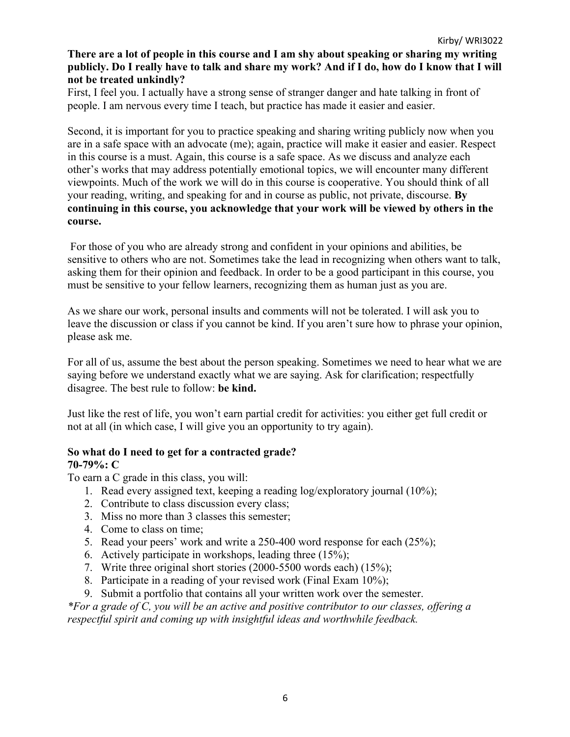**There are a lot of people in this course and I am shy about speaking or sharing my writing publicly. Do I really have to talk and share my work? And if I do, how do I know that I will not be treated unkindly?**

First, I feel you. I actually have a strong sense of stranger danger and hate talking in front of people. I am nervous every time I teach, but practice has made it easier and easier.

Second, it is important for you to practice speaking and sharing writing publicly now when you are in a safe space with an advocate (me); again, practice will make it easier and easier. Respect in this course is a must. Again, this course is a safe space. As we discuss and analyze each other's works that may address potentially emotional topics, we will encounter many different viewpoints. Much of the work we will do in this course is cooperative. You should think of all your reading, writing, and speaking for and in course as public, not private, discourse. **By continuing in this course, you acknowledge that your work will be viewed by others in the course.**

For those of you who are already strong and confident in your opinions and abilities, be sensitive to others who are not. Sometimes take the lead in recognizing when others want to talk, asking them for their opinion and feedback. In order to be a good participant in this course, you must be sensitive to your fellow learners, recognizing them as human just as you are.

As we share our work, personal insults and comments will not be tolerated. I will ask you to leave the discussion or class if you cannot be kind. If you aren't sure how to phrase your opinion, please ask me.

For all of us, assume the best about the person speaking. Sometimes we need to hear what we are saying before we understand exactly what we are saying. Ask for clarification; respectfully disagree. The best rule to follow: **be kind.**

Just like the rest of life, you won't earn partial credit for activities: you either get full credit or not at all (in which case, I will give you an opportunity to try again).

**So what do I need to get for a contracted grade?**

**70-79%: C**

To earn a C grade in this class, you will:

1. Read every assigned text, keeping a reading log/exploratory journal (10%);
2. Contribute to class discussion every class;
3. Miss no more than 3 classes this semester;
4. Come to class on time;
5. Read your peers' work and write a 250-400 word response for each (25%);
6. Actively participate in workshops, leading three (15%);
7. Write three original short stories (2000-5500 words each) (15%);
8. Participate in a reading of your revised work (Final Exam 10%);
9. Submit a portfolio that contains all your written work over the semester.

*\*For a grade of C, you will be an active and positive contributor to our classes, offering a respectful spirit and coming up with insightful ideas and worthwhile feedback.*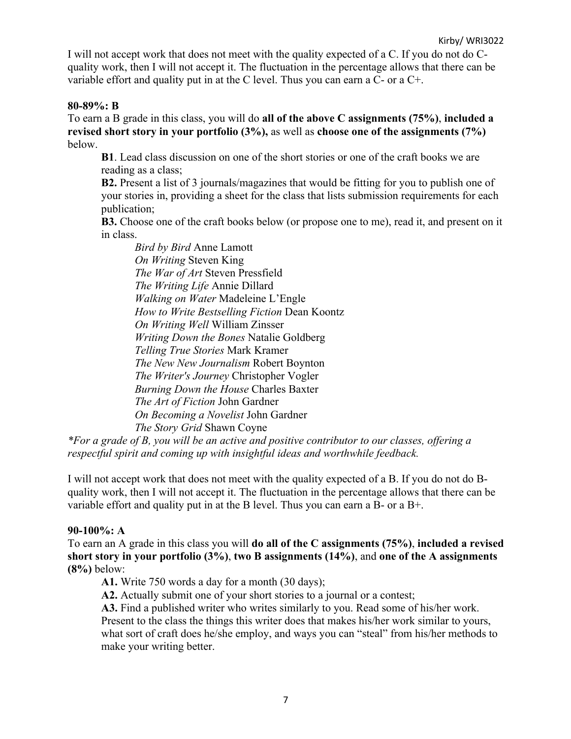I will not accept work that does not meet with the quality expected of a C. If you do not do C-quality work, then I will not accept it. The fluctuation in the percentage allows that there can be variable effort and quality put in at the C level. Thus you can earn a C- or a C+.

**80-89%: B**

To earn a B grade in this class, you will do **all of the above C assignments (75%)**, **included a revised short story in your portfolio (3%),** as well as **choose one of the assignments (7%)** below.

> **B1**. Lead class discussion on one of the short stories or one of the craft books we are reading as a class;
>
> **B2.** Present a list of 3 journals/magazines that would be fitting for you to publish one of your stories in, providing a sheet for the class that lists submission requirements for each publication;
>
> **B3.** Choose one of the craft books below (or propose one to me), read it, and present on it in class.
>
> > *Bird by Bird* Anne Lamott
> > *On Writing* Steven King
> > *The War of Art* Steven Pressfield
> > *The Writing Life* Annie Dillard
> > *Walking on Water* Madeleine L'Engle
> > *How to Write Bestselling Fiction* Dean Koontz
> > *On Writing Well* William Zinsser
> > *Writing Down the Bones* Natalie Goldberg
> > *Telling True Stories* Mark Kramer
> > *The New New Journalism* Robert Boynton
> > *The Writer's Journey* Christopher Vogler
> > *Burning Down the House* Charles Baxter
> > *The Art of Fiction* John Gardner
> > *On Becoming a Novelist* John Gardner
> > *The Story Grid* Shawn Coyne

**For a grade of B, you will be an active and positive contributor to our classes, offering a respectful spirit and coming up with insightful ideas and worthwhile feedback.*

I will not accept work that does not meet with the quality expected of a B. If you do not do B-quality work, then I will not accept it. The fluctuation in the percentage allows that there can be variable effort and quality put in at the B level. Thus you can earn a B- or a B+.

**90-100%: A**

To earn an A grade in this class you will **do all of the C assignments (75%)**, **included a revised short story in your portfolio (3%)**, **two B assignments (14%)**, and **one of the A assignments (8%)** below:

> **A1.** Write 750 words a day for a month (30 days);
>
> **A2.** Actually submit one of your short stories to a journal or a contest;
>
> **A3.** Find a published writer who writes similarly to you. Read some of his/her work. Present to the class the things this writer does that makes his/her work similar to yours, what sort of craft does he/she employ, and ways you can "steal" from his/her methods to make your writing better.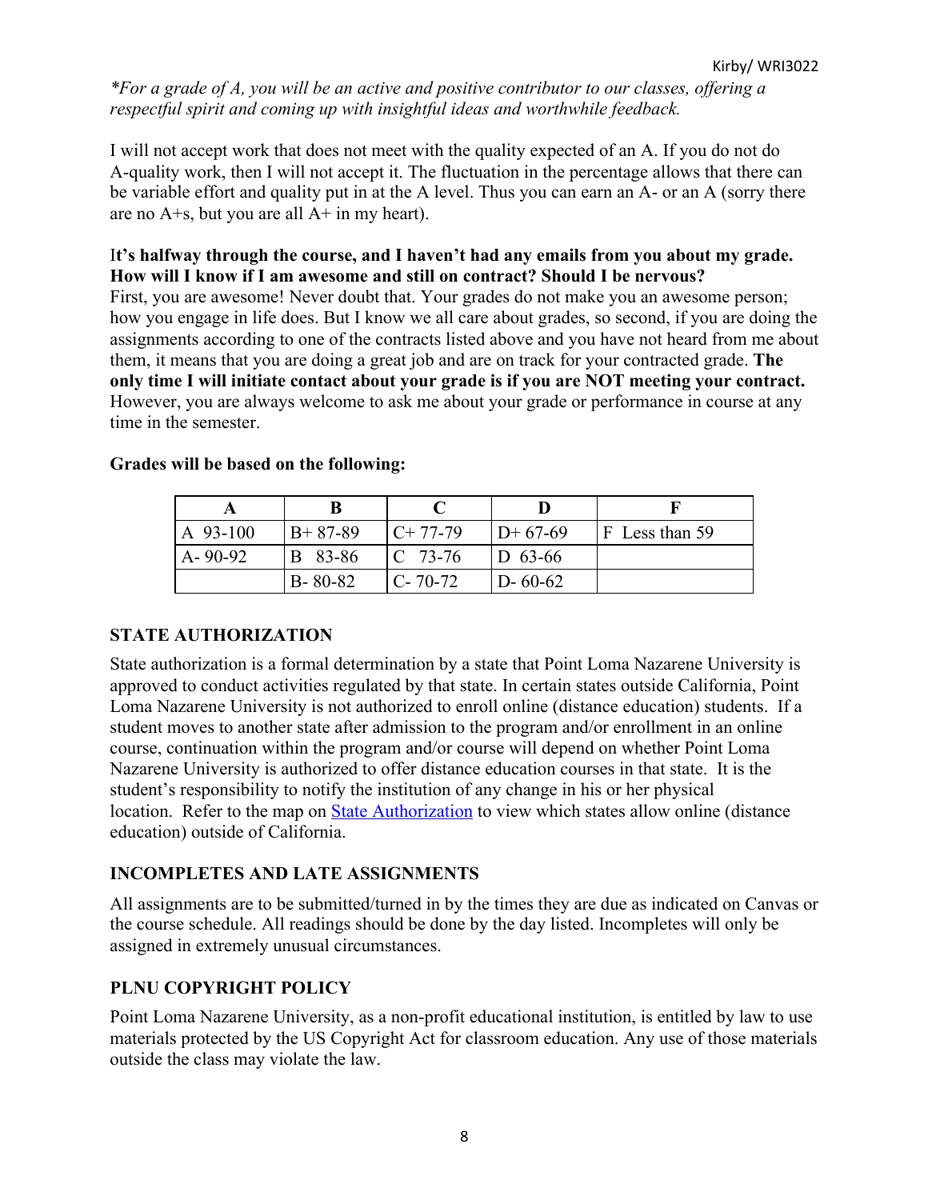*For a grade of A, you will be an active and positive contributor to our classes, offering a respectful spirit and coming up with insightful ideas and worthwhile feedback.*

I will not accept work that does not meet with the quality expected of an A. If you do not do A-quality work, then I will not accept it. The fluctuation in the percentage allows that there can be variable effort and quality put in at the A level. Thus you can earn an A- or an A (sorry there are no A+s, but you are all A+ in my heart).

**It's halfway through the course, and I haven't had any emails from you about my grade. How will I know if I am awesome and still on contract? Should I be nervous?**
First, you are awesome! Never doubt that. Your grades do not make you an awesome person; how you engage in life does. But I know we all care about grades, so second, if you are doing the assignments according to one of the contracts listed above and you have not heard from me about them, it means that you are doing a great job and are on track for your contracted grade. **The only time I will initiate contact about your grade is if you are NOT meeting your contract.** However, you are always welcome to ask me about your grade or performance in course at any time in the semester.

**Grades will be based on the following:**

| A | B | C | D | F |
|---|---|---|---|---|
| A 93-100 | B+ 87-89 | C+ 77-79 | D+ 67-69 | F Less than 59 |
| A- 90-92 | B 83-86 | C 73-76 | D 63-66 | |
| | B- 80-82 | C- 70-72 | D- 60-62 | |

## STATE AUTHORIZATION

State authorization is a formal determination by a state that Point Loma Nazarene University is approved to conduct activities regulated by that state. In certain states outside California, Point Loma Nazarene University is not authorized to enroll online (distance education) students. If a student moves to another state after admission to the program and/or enrollment in an online course, continuation within the program and/or course will depend on whether Point Loma Nazarene University is authorized to offer distance education courses in that state. It is the student's responsibility to notify the institution of any change in his or her physical location. Refer to the map on State Authorization to view which states allow online (distance education) outside of California.

## INCOMPLETES AND LATE ASSIGNMENTS

All assignments are to be submitted/turned in by the times they are due as indicated on Canvas or the course schedule. All readings should be done by the day listed. Incompletes will only be assigned in extremely unusual circumstances.

## PLNU COPYRIGHT POLICY

Point Loma Nazarene University, as a non-profit educational institution, is entitled by law to use materials protected by the US Copyright Act for classroom education. Any use of those materials outside the class may violate the law.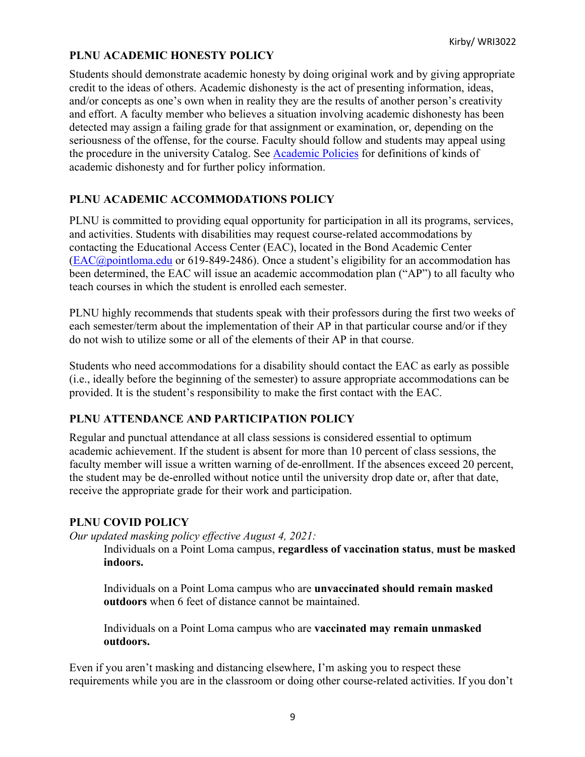## PLNU ACADEMIC HONESTY POLICY

Students should demonstrate academic honesty by doing original work and by giving appropriate credit to the ideas of others. Academic dishonesty is the act of presenting information, ideas, and/or concepts as one's own when in reality they are the results of another person's creativity and effort. A faculty member who believes a situation involving academic dishonesty has been detected may assign a failing grade for that assignment or examination, or, depending on the seriousness of the offense, for the course. Faculty should follow and students may appeal using the procedure in the university Catalog. See [Academic Policies] for definitions of kinds of academic dishonesty and for further policy information.

## PLNU ACADEMIC ACCOMMODATIONS POLICY

PLNU is committed to providing equal opportunity for participation in all its programs, services, and activities. Students with disabilities may request course-related accommodations by contacting the Educational Access Center (EAC), located in the Bond Academic Center (EAC@pointloma.edu or 619-849-2486). Once a student's eligibility for an accommodation has been determined, the EAC will issue an academic accommodation plan ("AP") to all faculty who teach courses in which the student is enrolled each semester.

PLNU highly recommends that students speak with their professors during the first two weeks of each semester/term about the implementation of their AP in that particular course and/or if they do not wish to utilize some or all of the elements of their AP in that course.

Students who need accommodations for a disability should contact the EAC as early as possible (i.e., ideally before the beginning of the semester) to assure appropriate accommodations can be provided. It is the student's responsibility to make the first contact with the EAC.

## PLNU ATTENDANCE AND PARTICIPATION POLICY

Regular and punctual attendance at all class sessions is considered essential to optimum academic achievement. If the student is absent for more than 10 percent of class sessions, the faculty member will issue a written warning of de-enrollment. If the absences exceed 20 percent, the student may be de-enrolled without notice until the university drop date or, after that date, receive the appropriate grade for their work and participation.

## PLNU COVID POLICY

*Our updated masking policy effective August 4, 2021:*

> Individuals on a Point Loma campus, **regardless of vaccination status**, **must be masked indoors.**
>
> Individuals on a Point Loma campus who are **unvaccinated should remain masked outdoors** when 6 feet of distance cannot be maintained.
>
> Individuals on a Point Loma campus who are **vaccinated may remain unmasked outdoors.**

Even if you aren't masking and distancing elsewhere, I'm asking you to respect these requirements while you are in the classroom or doing other course-related activities. If you don't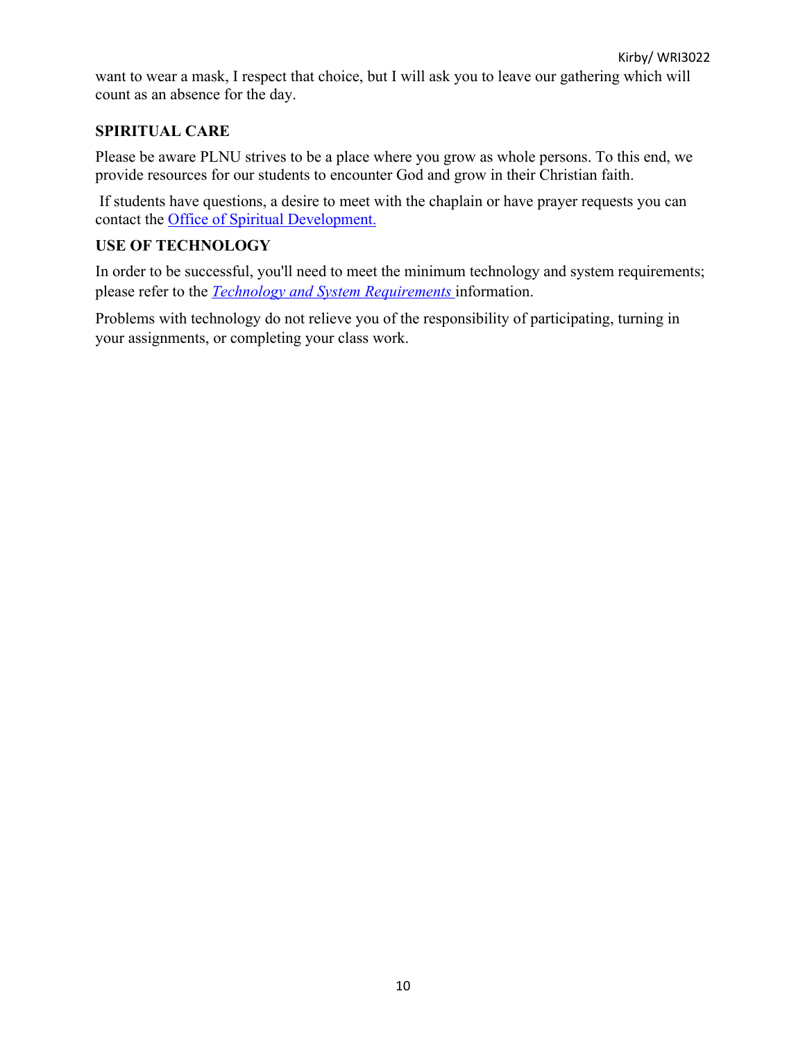want to wear a mask, I respect that choice, but I will ask you to leave our gathering which will count as an absence for the day.

### SPIRITUAL CARE

Please be aware PLNU strives to be a place where you grow as whole persons. To this end, we provide resources for our students to encounter God and grow in their Christian faith.

If students have questions, a desire to meet with the chaplain or have prayer requests you can contact the Office of Spiritual Development.

### USE OF TECHNOLOGY

In order to be successful, you'll need to meet the minimum technology and system requirements; please refer to the *Technology and System Requirements* information.

Problems with technology do not relieve you of the responsibility of participating, turning in your assignments, or completing your class work.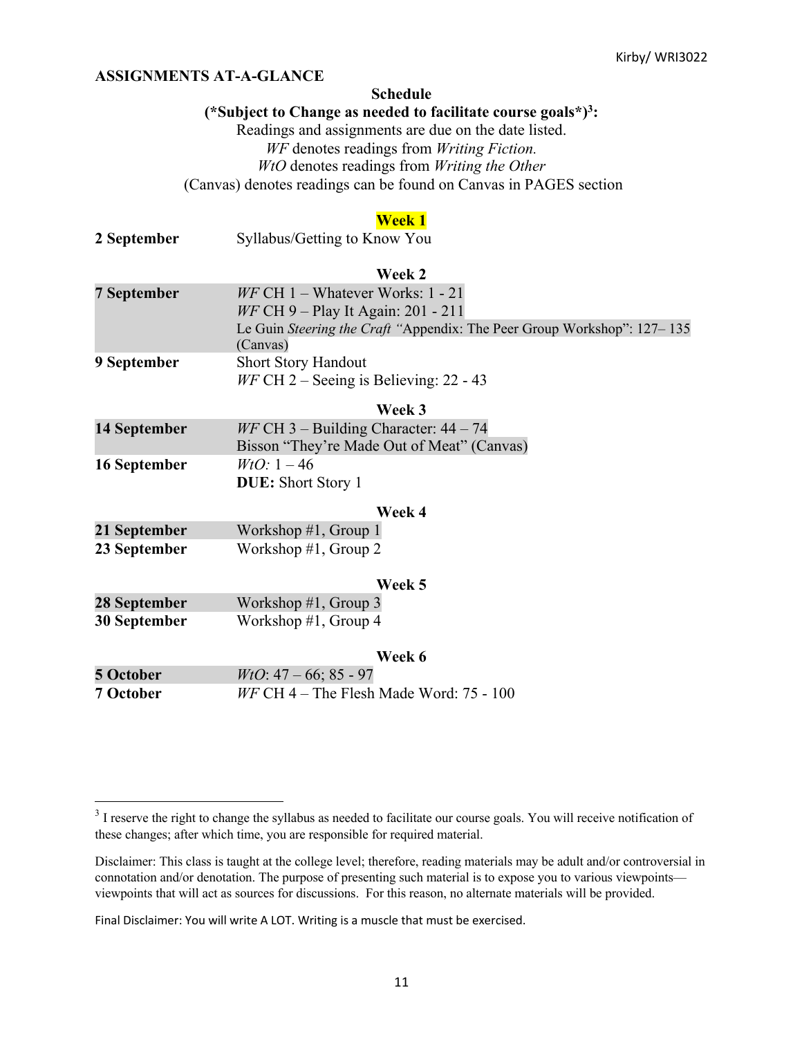**ASSIGNMENTS AT-A-GLANCE**

**Schedule**

**(\*Subject to Change as needed to facilitate course goals\*)[3]:**

Readings and assignments are due on the date listed.

*WF* denotes readings from *Writing Fiction.*

*WtO* denotes readings from *Writing the Other*

(Canvas) denotes readings can be found on Canvas in PAGES section

**Week 1**

| | |
|---|---|
| **2 September** | Syllabus/Getting to Know You |

**Week 2**

| | |
|---|---|
| **7 September** | *WF* CH 1 – Whatever Works: 1 - 21<br>*WF* CH 9 – Play It Again: 201 - 211<br>Le Guin *Steering the Craft "*Appendix: The Peer Group Workshop": 127– 135 (Canvas) |
| **9 September** | Short Story Handout<br>*WF* CH 2 – Seeing is Believing: 22 - 43 |

**Week 3**

| | |
|---|---|
| **14 September** | *WF* CH 3 – Building Character: 44 – 74<br>Bisson "They're Made Out of Meat" (Canvas) |
| **16 September** | *WtO:* 1 – 46<br>**DUE:** Short Story 1 |

**Week 4**

| | |
|---|---|
| **21 September** | Workshop #1, Group 1 |
| **23 September** | Workshop #1, Group 2 |

**Week 5**

| | |
|---|---|
| **28 September** | Workshop #1, Group 3 |
| **30 September** | Workshop #1, Group 4 |

**Week 6**

| | |
|---|---|
| **5 October** | *WtO*: 47 – 66; 85 - 97 |
| **7 October** | *WF* CH 4 – The Flesh Made Word: 75 - 100 |

---

[3] I reserve the right to change the syllabus as needed to facilitate our course goals. You will receive notification of these changes; after which time, you are responsible for required material.

Disclaimer: This class is taught at the college level; therefore, reading materials may be adult and/or controversial in connotation and/or denotation. The purpose of presenting such material is to expose you to various viewpoints—viewpoints that will act as sources for discussions. For this reason, no alternate materials will be provided.

Final Disclaimer: You will write A LOT. Writing is a muscle that must be exercised.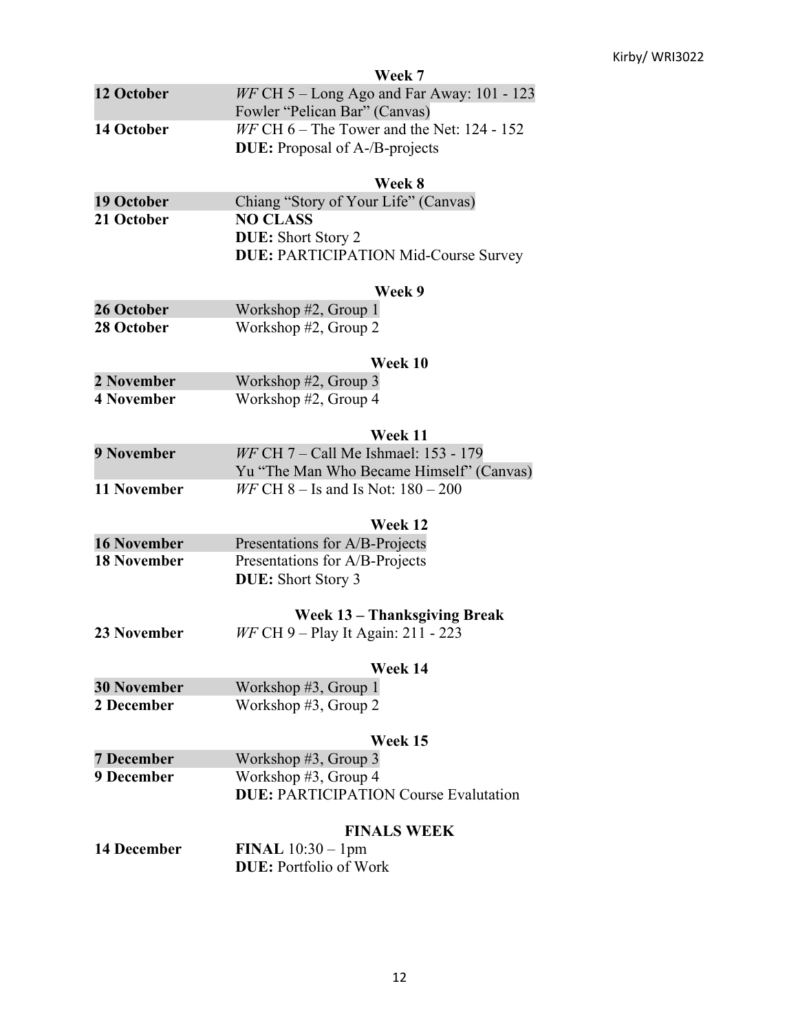**Week 7**

| | |
|---|---|
| **12 October** | *WF* CH 5 – Long Ago and Far Away: 101 - 123<br>Fowler "Pelican Bar" (Canvas) |
| **14 October** | *WF* CH 6 – The Tower and the Net: 124 - 152<br>**DUE:** Proposal of A-/B-projects |

**Week 8**

| | |
|---|---|
| **19 October** | Chiang "Story of Your Life" (Canvas) |
| **21 October** | **NO CLASS**<br>**DUE:** Short Story 2<br>**DUE:** PARTICIPATION Mid-Course Survey |

**Week 9**

| | |
|---|---|
| **26 October** | Workshop #2, Group 1 |
| **28 October** | Workshop #2, Group 2 |

**Week 10**

| | |
|---|---|
| **2 November** | Workshop #2, Group 3 |
| **4 November** | Workshop #2, Group 4 |

**Week 11**

| | |
|---|---|
| **9 November** | *WF* CH 7 – Call Me Ishmael: 153 - 179<br>Yu "The Man Who Became Himself" (Canvas) |
| **11 November** | *WF* CH 8 – Is and Is Not: 180 – 200 |

**Week 12**

| | |
|---|---|
| **16 November** | Presentations for A/B-Projects |
| **18 November** | Presentations for A/B-Projects<br>**DUE:** Short Story 3 |

**Week 13 – Thanksgiving Break**

| | |
|---|---|
| **23 November** | *WF* CH 9 – Play It Again: 211 - 223 |

**Week 14**

| | |
|---|---|
| **30 November** | Workshop #3, Group 1 |
| **2 December** | Workshop #3, Group 2 |

**Week 15**

| | |
|---|---|
| **7 December** | Workshop #3, Group 3 |
| **9 December** | Workshop #3, Group 4<br>**DUE:** PARTICIPATION Course Evalutation |

**FINALS WEEK**

| | |
|---|---|
| **14 December** | **FINAL** 10:30 – 1pm<br>**DUE:** Portfolio of Work |